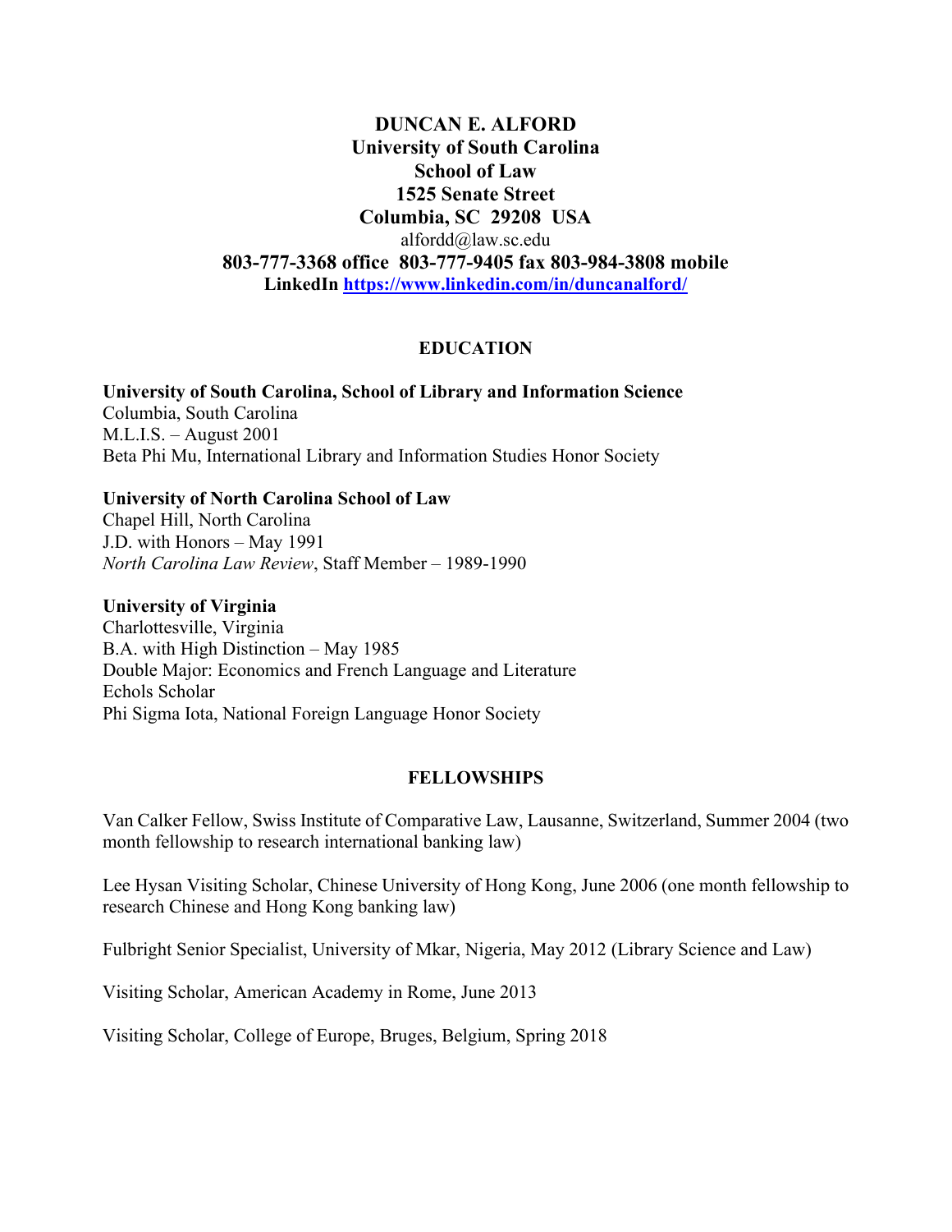# DUNCAN E. ALFORD

**University of South Carolina**
**School of Law**
**1525 Senate Street**
**Columbia, SC 29208 USA**
alfordd@law.sc.edu
**803-777-3368 office 803-777-9405 fax 803-984-3808 mobile**
**LinkedIn [https://www.linkedin.com/in/duncanalford/](https://www.linkedin.com/in/duncanalford/)**

## EDUCATION

**University of South Carolina, School of Library and Information Science**
Columbia, South Carolina
M.L.I.S. – August 2001
Beta Phi Mu, International Library and Information Studies Honor Society

**University of North Carolina School of Law**
Chapel Hill, North Carolina
J.D. with Honors – May 1991
*North Carolina Law Review*, Staff Member – 1989-1990

**University of Virginia**
Charlottesville, Virginia
B.A. with High Distinction – May 1985
Double Major: Economics and French Language and Literature
Echols Scholar
Phi Sigma Iota, National Foreign Language Honor Society

## FELLOWSHIPS

Van Calker Fellow, Swiss Institute of Comparative Law, Lausanne, Switzerland, Summer 2004 (two month fellowship to research international banking law)

Lee Hysan Visiting Scholar, Chinese University of Hong Kong, June 2006 (one month fellowship to research Chinese and Hong Kong banking law)

Fulbright Senior Specialist, University of Mkar, Nigeria, May 2012 (Library Science and Law)

Visiting Scholar, American Academy in Rome, June 2013

Visiting Scholar, College of Europe, Bruges, Belgium, Spring 2018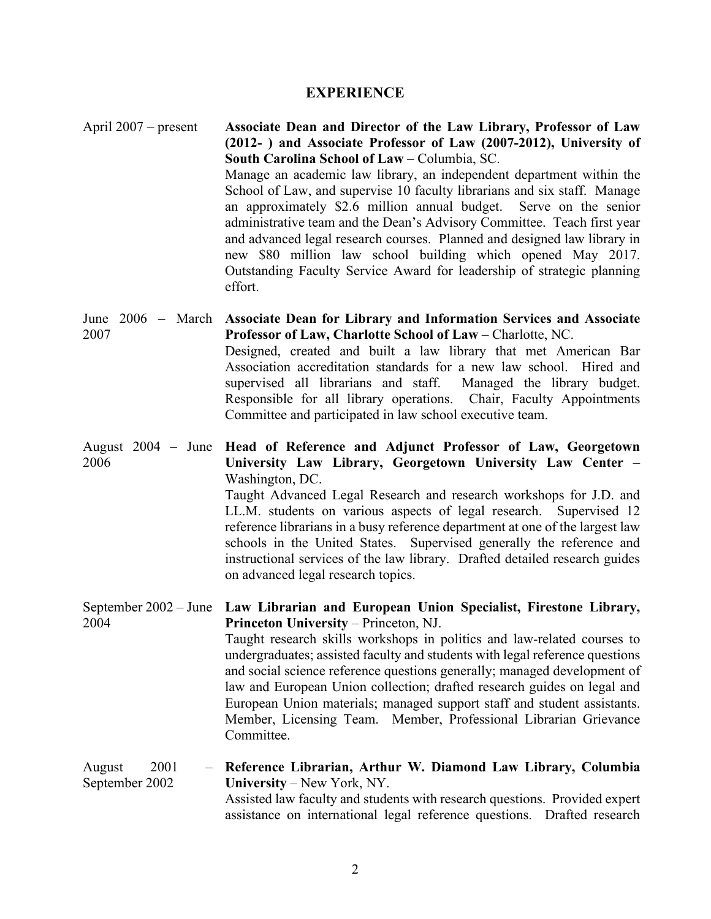## EXPERIENCE

April 2007 – present
**Associate Dean and Director of the Law Library, Professor of Law (2012- ) and Associate Professor of Law (2007-2012), University of South Carolina School of Law** – Columbia, SC.
Manage an academic law library, an independent department within the School of Law, and supervise 10 faculty librarians and six staff. Manage an approximately $2.6 million annual budget. Serve on the senior administrative team and the Dean's Advisory Committee. Teach first year and advanced legal research courses. Planned and designed law library in new $80 million law school building which opened May 2017. Outstanding Faculty Service Award for leadership of strategic planning effort.

June 2006 – March 2007
**Associate Dean for Library and Information Services and Associate Professor of Law, Charlotte School of Law** – Charlotte, NC.
Designed, created and built a law library that met American Bar Association accreditation standards for a new law school. Hired and supervised all librarians and staff. Managed the library budget. Responsible for all library operations. Chair, Faculty Appointments Committee and participated in law school executive team.

August 2004 – June 2006
**Head of Reference and Adjunct Professor of Law, Georgetown University Law Library, Georgetown University Law Center** – Washington, DC.
Taught Advanced Legal Research and research workshops for J.D. and LL.M. students on various aspects of legal research. Supervised 12 reference librarians in a busy reference department at one of the largest law schools in the United States. Supervised generally the reference and instructional services of the law library. Drafted detailed research guides on advanced legal research topics.

September 2002 – June 2004
**Law Librarian and European Union Specialist, Firestone Library, Princeton University** – Princeton, NJ.
Taught research skills workshops in politics and law-related courses to undergraduates; assisted faculty and students with legal reference questions and social science reference questions generally; managed development of law and European Union collection; drafted research guides on legal and European Union materials; managed support staff and student assistants. Member, Licensing Team. Member, Professional Librarian Grievance Committee.

August 2001 – September 2002
**Reference Librarian, Arthur W. Diamond Law Library, Columbia University** – New York, NY.
Assisted law faculty and students with research questions. Provided expert assistance on international legal reference questions. Drafted research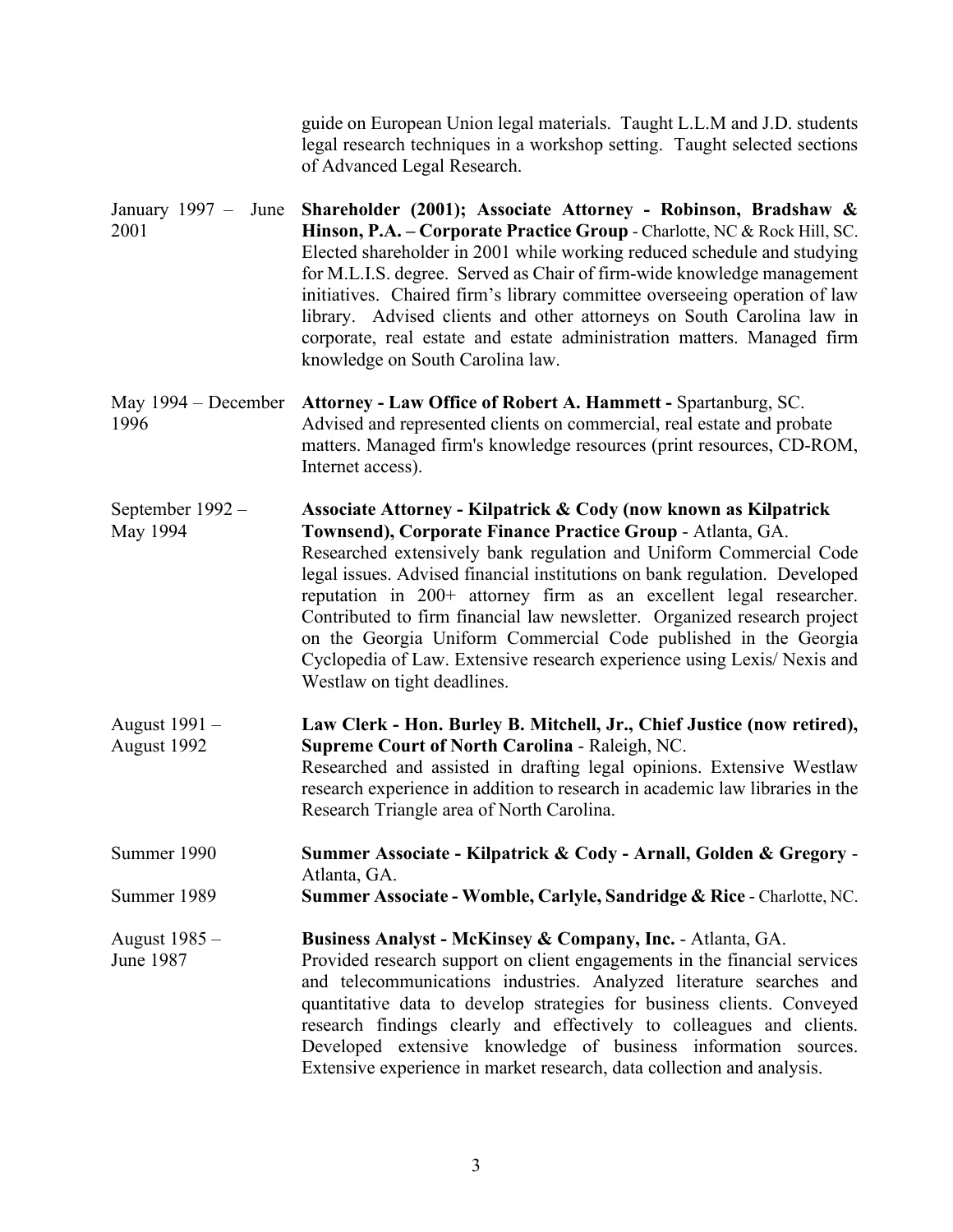guide on European Union legal materials. Taught L.L.M and J.D. students legal research techniques in a workshop setting. Taught selected sections of Advanced Legal Research.

| | |
|---|---|
| January 1997 – June 2001 | **Shareholder (2001); Associate Attorney - Robinson, Bradshaw & Hinson, P.A. – Corporate Practice Group** - Charlotte, NC & Rock Hill, SC. Elected shareholder in 2001 while working reduced schedule and studying for M.L.I.S. degree. Served as Chair of firm-wide knowledge management initiatives. Chaired firm's library committee overseeing operation of law library. Advised clients and other attorneys on South Carolina law in corporate, real estate and estate administration matters. Managed firm knowledge on South Carolina law. |
| May 1994 – December 1996 | **Attorney - Law Office of Robert A. Hammett -** Spartanburg, SC. Advised and represented clients on commercial, real estate and probate matters. Managed firm's knowledge resources (print resources, CD-ROM, Internet access). |
| September 1992 – May 1994 | **Associate Attorney - Kilpatrick & Cody (now known as Kilpatrick Townsend), Corporate Finance Practice Group** - Atlanta, GA. Researched extensively bank regulation and Uniform Commercial Code legal issues. Advised financial institutions on bank regulation. Developed reputation in 200+ attorney firm as an excellent legal researcher. Contributed to firm financial law newsletter. Organized research project on the Georgia Uniform Commercial Code published in the Georgia Cyclopedia of Law. Extensive research experience using Lexis/ Nexis and Westlaw on tight deadlines. |
| August 1991 – August 1992 | **Law Clerk - Hon. Burley B. Mitchell, Jr., Chief Justice (now retired), Supreme Court of North Carolina** - Raleigh, NC. Researched and assisted in drafting legal opinions. Extensive Westlaw research experience in addition to research in academic law libraries in the Research Triangle area of North Carolina. |
| Summer 1990 | **Summer Associate - Kilpatrick & Cody - Arnall, Golden & Gregory** - Atlanta, GA. |
| Summer 1989 | **Summer Associate - Womble, Carlyle, Sandridge & Rice** - Charlotte, NC. |
| August 1985 – June 1987 | **Business Analyst - McKinsey & Company, Inc.** - Atlanta, GA. Provided research support on client engagements in the financial services and telecommunications industries. Analyzed literature searches and quantitative data to develop strategies for business clients. Conveyed research findings clearly and effectively to colleagues and clients. Developed extensive knowledge of business information sources. Extensive experience in market research, data collection and analysis. |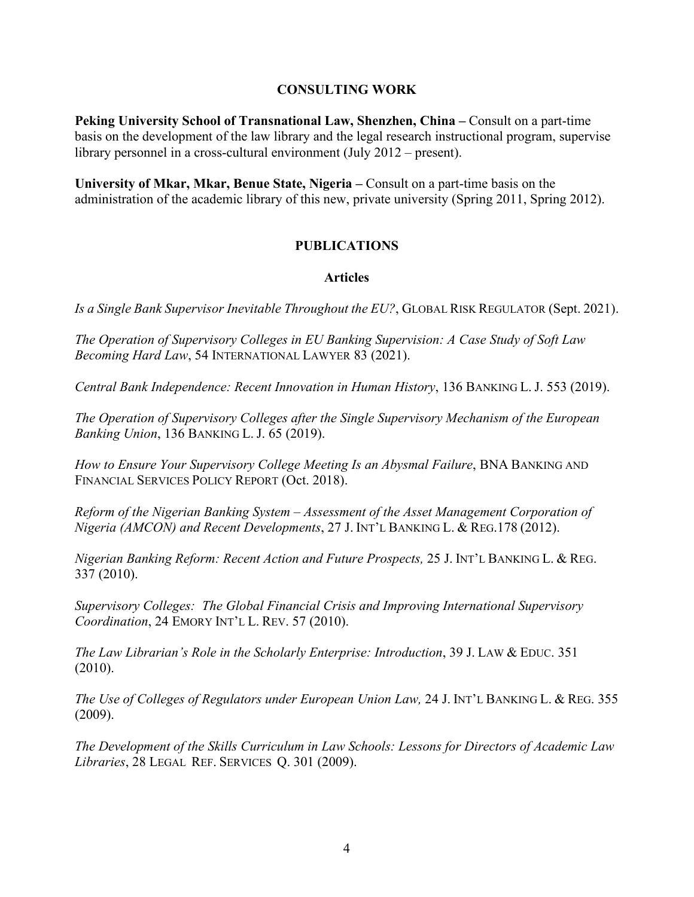## CONSULTING WORK

**Peking University School of Transnational Law, Shenzhen, China –** Consult on a part-time basis on the development of the law library and the legal research instructional program, supervise library personnel in a cross-cultural environment (July 2012 – present).

**University of Mkar, Mkar, Benue State, Nigeria –** Consult on a part-time basis on the administration of the academic library of this new, private university (Spring 2011, Spring 2012).

## PUBLICATIONS

### Articles

*Is a Single Bank Supervisor Inevitable Throughout the EU?*, GLOBAL RISK REGULATOR (Sept. 2021).

*The Operation of Supervisory Colleges in EU Banking Supervision: A Case Study of Soft Law Becoming Hard Law*, 54 INTERNATIONAL LAWYER 83 (2021).

*Central Bank Independence: Recent Innovation in Human History*, 136 BANKING L. J. 553 (2019).

*The Operation of Supervisory Colleges after the Single Supervisory Mechanism of the European Banking Union*, 136 BANKING L. J. 65 (2019).

*How to Ensure Your Supervisory College Meeting Is an Abysmal Failure*, BNA BANKING AND FINANCIAL SERVICES POLICY REPORT (Oct. 2018).

*Reform of the Nigerian Banking System – Assessment of the Asset Management Corporation of Nigeria (AMCON) and Recent Developments*, 27 J. INT'L BANKING L. & REG.178 (2012).

*Nigerian Banking Reform: Recent Action and Future Prospects,* 25 J. INT'L BANKING L. & REG. 337 (2010).

*Supervisory Colleges: The Global Financial Crisis and Improving International Supervisory Coordination*, 24 EMORY INT'L L. REV. 57 (2010).

*The Law Librarian's Role in the Scholarly Enterprise: Introduction*, 39 J. LAW & EDUC. 351 (2010).

*The Use of Colleges of Regulators under European Union Law,* 24 J. INT'L BANKING L. & REG. 355 (2009).

*The Development of the Skills Curriculum in Law Schools: Lessons for Directors of Academic Law Libraries*, 28 LEGAL REF. SERVICES Q. 301 (2009).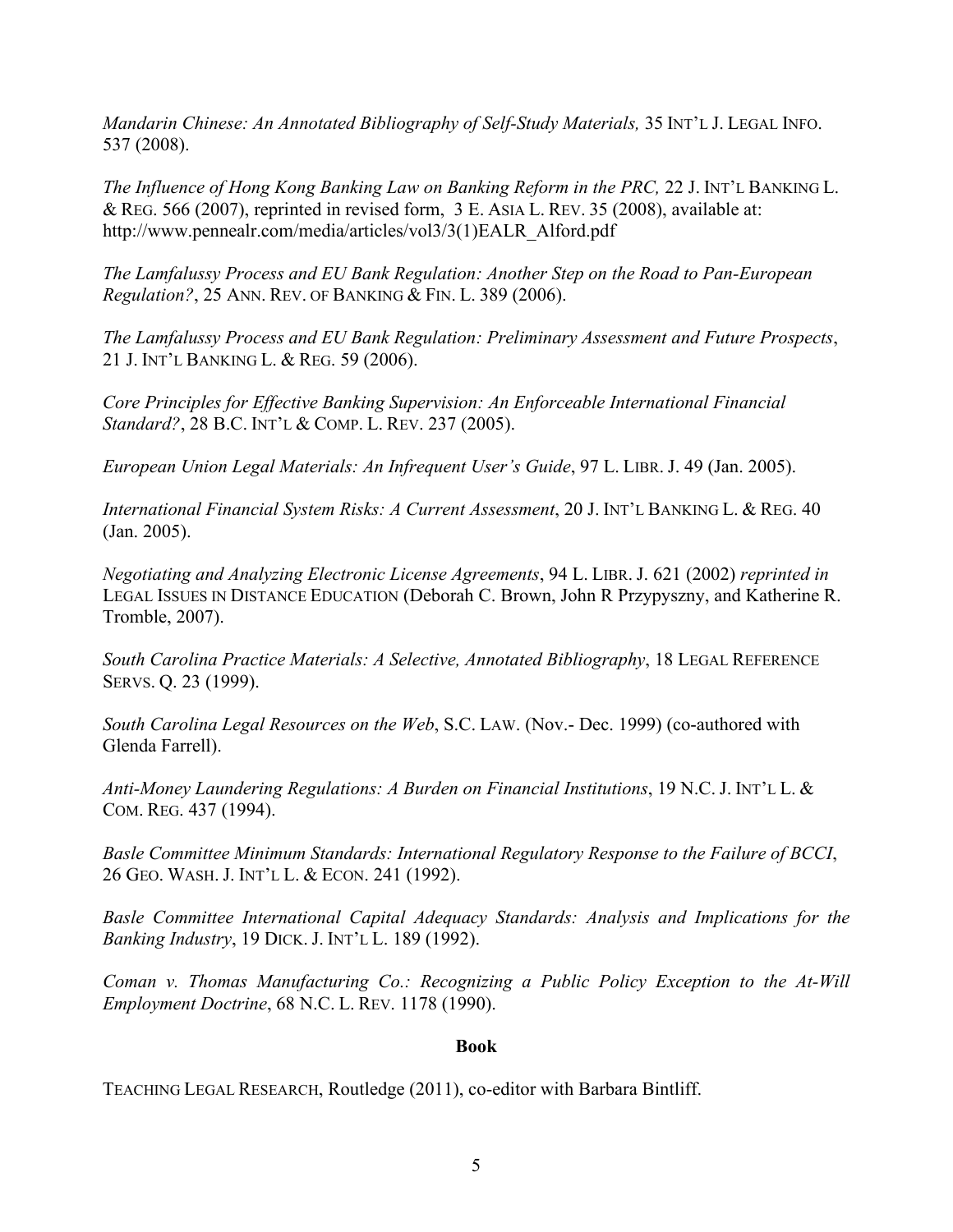*Mandarin Chinese: An Annotated Bibliography of Self-Study Materials,* 35 INT'L J. LEGAL INFO. 537 (2008).

*The Influence of Hong Kong Banking Law on Banking Reform in the PRC,* 22 J. INT'L BANKING L. & REG. 566 (2007), reprinted in revised form, 3 E. ASIA L. REV. 35 (2008), available at: http://www.pennealr.com/media/articles/vol3/3(1)EALR_Alford.pdf

*The Lamfalussy Process and EU Bank Regulation: Another Step on the Road to Pan-European Regulation?*, 25 ANN. REV. OF BANKING & FIN. L. 389 (2006).

*The Lamfalussy Process and EU Bank Regulation: Preliminary Assessment and Future Prospects*, 21 J. INT'L BANKING L. & REG. 59 (2006).

*Core Principles for Effective Banking Supervision: An Enforceable International Financial Standard?*, 28 B.C. INT'L & COMP. L. REV. 237 (2005).

*European Union Legal Materials: An Infrequent User's Guide*, 97 L. LIBR. J. 49 (Jan. 2005).

*International Financial System Risks: A Current Assessment*, 20 J. INT'L BANKING L. & REG. 40 (Jan. 2005).

*Negotiating and Analyzing Electronic License Agreements*, 94 L. LIBR. J. 621 (2002) *reprinted in* LEGAL ISSUES IN DISTANCE EDUCATION (Deborah C. Brown, John R Przypyszny, and Katherine R. Tromble, 2007).

*South Carolina Practice Materials: A Selective, Annotated Bibliography*, 18 LEGAL REFERENCE SERVS. Q. 23 (1999).

*South Carolina Legal Resources on the Web*, S.C. LAW. (Nov.- Dec. 1999) (co-authored with Glenda Farrell).

*Anti-Money Laundering Regulations: A Burden on Financial Institutions*, 19 N.C. J. INT'L L. & COM. REG. 437 (1994).

*Basle Committee Minimum Standards: International Regulatory Response to the Failure of BCCI*, 26 GEO. WASH. J. INT'L L. & ECON. 241 (1992).

*Basle Committee International Capital Adequacy Standards: Analysis and Implications for the Banking Industry*, 19 DICK. J. INT'L L. 189 (1992).

*Coman v. Thomas Manufacturing Co.: Recognizing a Public Policy Exception to the At-Will Employment Doctrine*, 68 N.C. L. REV. 1178 (1990).

**Book**

TEACHING LEGAL RESEARCH, Routledge (2011), co-editor with Barbara Bintliff.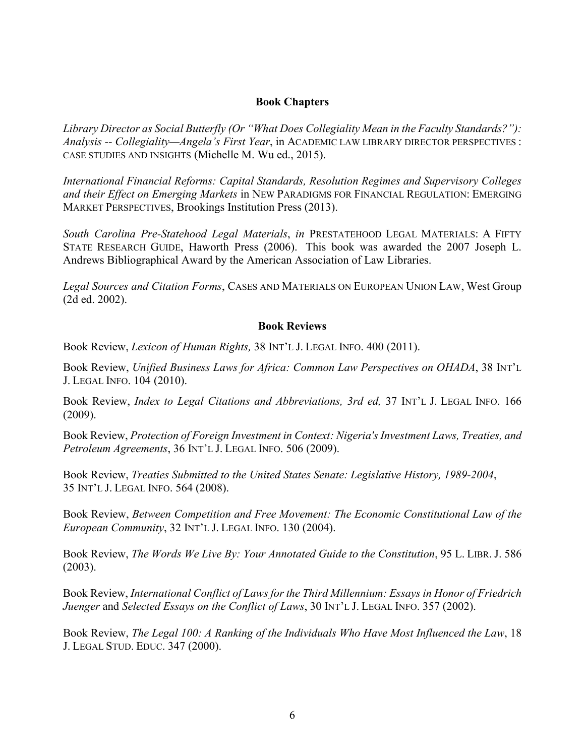## Book Chapters

*Library Director as Social Butterfly (Or "What Does Collegiality Mean in the Faculty Standards?"): Analysis -- Collegiality—Angela's First Year*, in ACADEMIC LAW LIBRARY DIRECTOR PERSPECTIVES : CASE STUDIES AND INSIGHTS (Michelle M. Wu ed., 2015).

*International Financial Reforms: Capital Standards, Resolution Regimes and Supervisory Colleges and their Effect on Emerging Markets* in NEW PARADIGMS FOR FINANCIAL REGULATION: EMERGING MARKET PERSPECTIVES, Brookings Institution Press (2013).

*South Carolina Pre-Statehood Legal Materials*, *in* PRESTATEHOOD LEGAL MATERIALS: A FIFTY STATE RESEARCH GUIDE, Haworth Press (2006). This book was awarded the 2007 Joseph L. Andrews Bibliographical Award by the American Association of Law Libraries.

*Legal Sources and Citation Forms*, CASES AND MATERIALS ON EUROPEAN UNION LAW, West Group (2d ed. 2002).

## Book Reviews

Book Review, *Lexicon of Human Rights,* 38 INT'L J. LEGAL INFO. 400 (2011).

Book Review, *Unified Business Laws for Africa: Common Law Perspectives on OHADA*, 38 INT'L J. LEGAL INFO. 104 (2010).

Book Review, *Index to Legal Citations and Abbreviations, 3rd ed,* 37 INT'L J. LEGAL INFO. 166 (2009).

Book Review, *Protection of Foreign Investment in Context: Nigeria's Investment Laws, Treaties, and Petroleum Agreements*, 36 INT'L J. LEGAL INFO. 506 (2009).

Book Review, *Treaties Submitted to the United States Senate: Legislative History, 1989-2004*, 35 INT'L J. LEGAL INFO. 564 (2008).

Book Review, *Between Competition and Free Movement: The Economic Constitutional Law of the European Community*, 32 INT'L J. LEGAL INFO. 130 (2004).

Book Review, *The Words We Live By: Your Annotated Guide to the Constitution*, 95 L. LIBR. J. 586 (2003).

Book Review, *International Conflict of Laws for the Third Millennium: Essays in Honor of Friedrich Juenger* and *Selected Essays on the Conflict of Laws*, 30 INT'L J. LEGAL INFO. 357 (2002).

Book Review, *The Legal 100: A Ranking of the Individuals Who Have Most Influenced the Law*, 18 J. LEGAL STUD. EDUC. 347 (2000).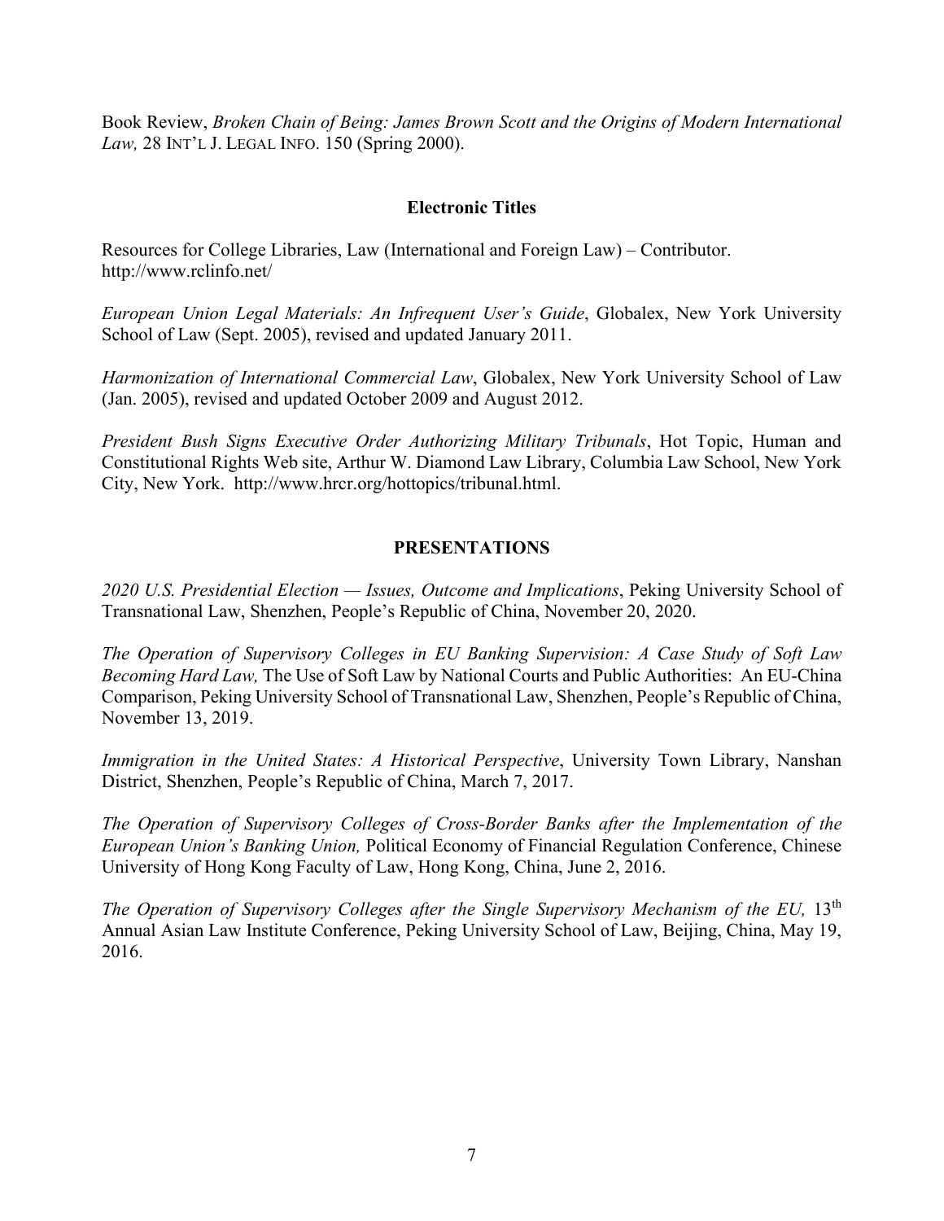Book Review, *Broken Chain of Being: James Brown Scott and the Origins of Modern International Law,* 28 INT'L J. LEGAL INFO. 150 (Spring 2000).

### Electronic Titles

Resources for College Libraries, Law (International and Foreign Law) – Contributor. http://www.rclinfo.net/

*European Union Legal Materials: An Infrequent User's Guide*, Globalex, New York University School of Law (Sept. 2005), revised and updated January 2011.

*Harmonization of International Commercial Law*, Globalex, New York University School of Law (Jan. 2005), revised and updated October 2009 and August 2012.

*President Bush Signs Executive Order Authorizing Military Tribunals*, Hot Topic, Human and Constitutional Rights Web site, Arthur W. Diamond Law Library, Columbia Law School, New York City, New York. http://www.hrcr.org/hottopics/tribunal.html.

## PRESENTATIONS

*2020 U.S. Presidential Election — Issues, Outcome and Implications*, Peking University School of Transnational Law, Shenzhen, People's Republic of China, November 20, 2020.

*The Operation of Supervisory Colleges in EU Banking Supervision: A Case Study of Soft Law Becoming Hard Law,* The Use of Soft Law by National Courts and Public Authorities: An EU-China Comparison, Peking University School of Transnational Law, Shenzhen, People's Republic of China, November 13, 2019.

*Immigration in the United States: A Historical Perspective*, University Town Library, Nanshan District, Shenzhen, People's Republic of China, March 7, 2017.

*The Operation of Supervisory Colleges of Cross-Border Banks after the Implementation of the European Union's Banking Union,* Political Economy of Financial Regulation Conference, Chinese University of Hong Kong Faculty of Law, Hong Kong, China, June 2, 2016.

*The Operation of Supervisory Colleges after the Single Supervisory Mechanism of the EU,* 13th Annual Asian Law Institute Conference, Peking University School of Law, Beijing, China, May 19, 2016.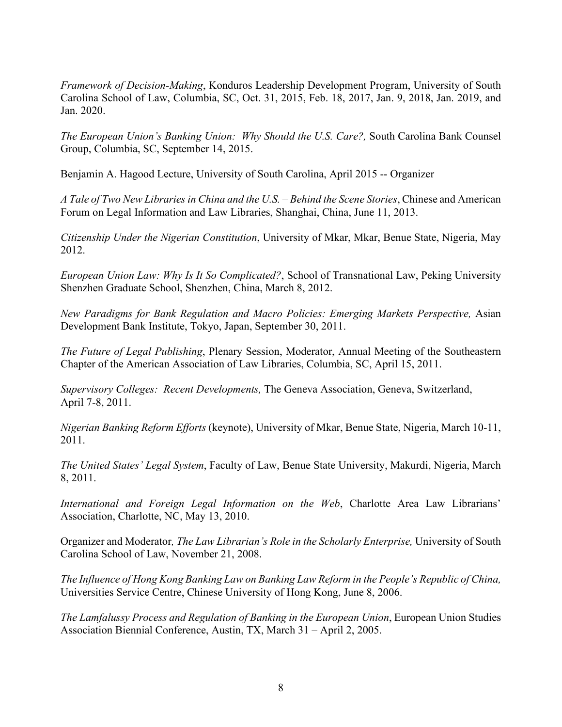*Framework of Decision-Making*, Konduros Leadership Development Program, University of South Carolina School of Law, Columbia, SC, Oct. 31, 2015, Feb. 18, 2017, Jan. 9, 2018, Jan. 2019, and Jan. 2020.

*The European Union's Banking Union: Why Should the U.S. Care?,* South Carolina Bank Counsel Group, Columbia, SC, September 14, 2015.

Benjamin A. Hagood Lecture, University of South Carolina, April 2015 -- Organizer

*A Tale of Two New Libraries in China and the U.S. – Behind the Scene Stories*, Chinese and American Forum on Legal Information and Law Libraries, Shanghai, China, June 11, 2013.

*Citizenship Under the Nigerian Constitution*, University of Mkar, Mkar, Benue State, Nigeria, May 2012.

*European Union Law: Why Is It So Complicated?*, School of Transnational Law, Peking University Shenzhen Graduate School, Shenzhen, China, March 8, 2012.

*New Paradigms for Bank Regulation and Macro Policies: Emerging Markets Perspective,* Asian Development Bank Institute, Tokyo, Japan, September 30, 2011.

*The Future of Legal Publishing*, Plenary Session, Moderator, Annual Meeting of the Southeastern Chapter of the American Association of Law Libraries, Columbia, SC, April 15, 2011.

*Supervisory Colleges: Recent Developments,* The Geneva Association, Geneva, Switzerland, April 7-8, 2011.

*Nigerian Banking Reform Efforts* (keynote), University of Mkar, Benue State, Nigeria, March 10-11, 2011.

*The United States' Legal System*, Faculty of Law, Benue State University, Makurdi, Nigeria, March 8, 2011.

*International and Foreign Legal Information on the Web*, Charlotte Area Law Librarians' Association, Charlotte, NC, May 13, 2010.

Organizer and Moderator*, The Law Librarian's Role in the Scholarly Enterprise,* University of South Carolina School of Law, November 21, 2008.

*The Influence of Hong Kong Banking Law on Banking Law Reform in the People's Republic of China,* Universities Service Centre, Chinese University of Hong Kong, June 8, 2006.

*The Lamfalussy Process and Regulation of Banking in the European Union*, European Union Studies Association Biennial Conference, Austin, TX, March 31 – April 2, 2005.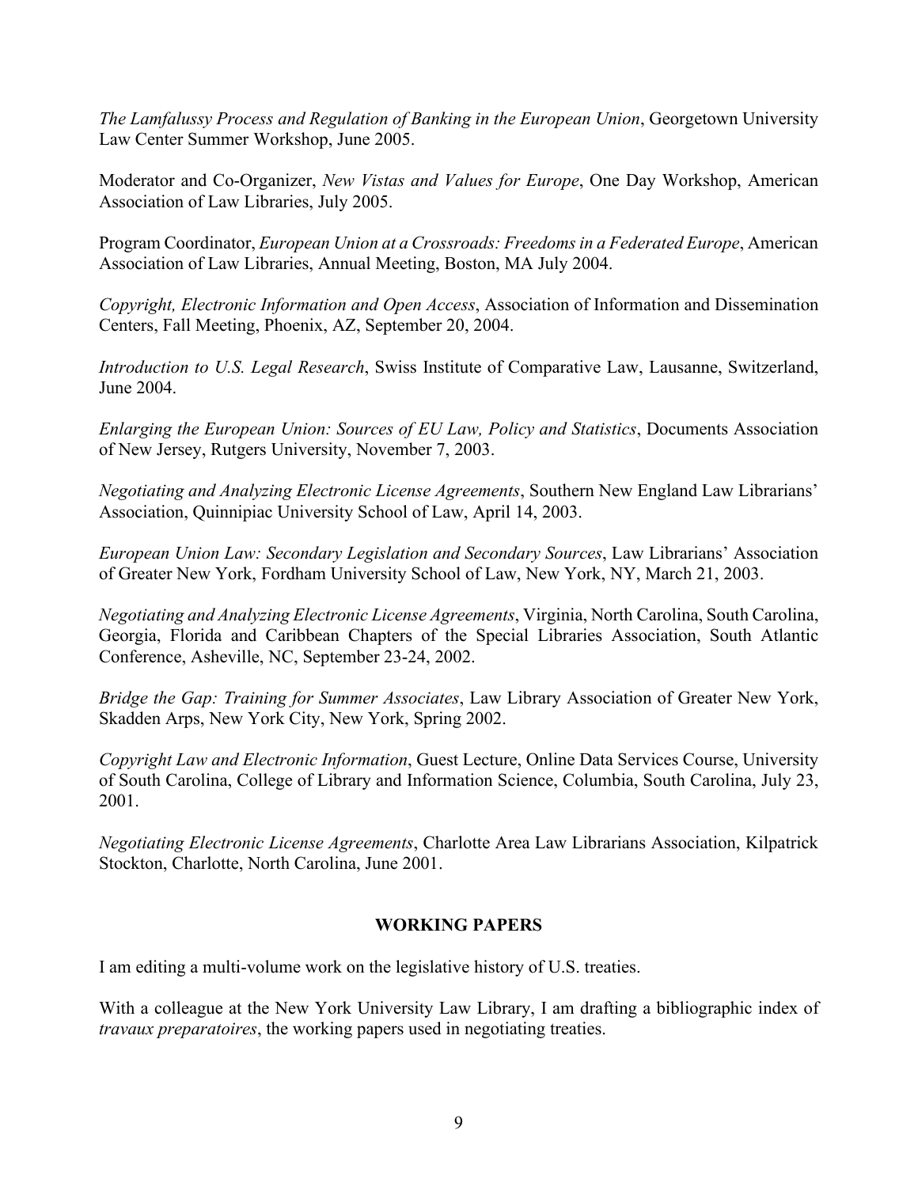*The Lamfalussy Process and Regulation of Banking in the European Union*, Georgetown University Law Center Summer Workshop, June 2005.

Moderator and Co-Organizer, *New Vistas and Values for Europe*, One Day Workshop, American Association of Law Libraries, July 2005.

Program Coordinator, *European Union at a Crossroads: Freedoms in a Federated Europe*, American Association of Law Libraries, Annual Meeting, Boston, MA July 2004.

*Copyright, Electronic Information and Open Access*, Association of Information and Dissemination Centers, Fall Meeting, Phoenix, AZ, September 20, 2004.

*Introduction to U.S. Legal Research*, Swiss Institute of Comparative Law, Lausanne, Switzerland, June 2004.

*Enlarging the European Union: Sources of EU Law, Policy and Statistics*, Documents Association of New Jersey, Rutgers University, November 7, 2003.

*Negotiating and Analyzing Electronic License Agreements*, Southern New England Law Librarians' Association, Quinnipiac University School of Law, April 14, 2003.

*European Union Law: Secondary Legislation and Secondary Sources*, Law Librarians' Association of Greater New York, Fordham University School of Law, New York, NY, March 21, 2003.

*Negotiating and Analyzing Electronic License Agreements*, Virginia, North Carolina, South Carolina, Georgia, Florida and Caribbean Chapters of the Special Libraries Association, South Atlantic Conference, Asheville, NC, September 23-24, 2002.

*Bridge the Gap: Training for Summer Associates*, Law Library Association of Greater New York, Skadden Arps, New York City, New York, Spring 2002.

*Copyright Law and Electronic Information*, Guest Lecture, Online Data Services Course, University of South Carolina, College of Library and Information Science, Columbia, South Carolina, July 23, 2001.

*Negotiating Electronic License Agreements*, Charlotte Area Law Librarians Association, Kilpatrick Stockton, Charlotte, North Carolina, June 2001.

## WORKING PAPERS

I am editing a multi-volume work on the legislative history of U.S. treaties.

With a colleague at the New York University Law Library, I am drafting a bibliographic index of *travaux preparatoires*, the working papers used in negotiating treaties.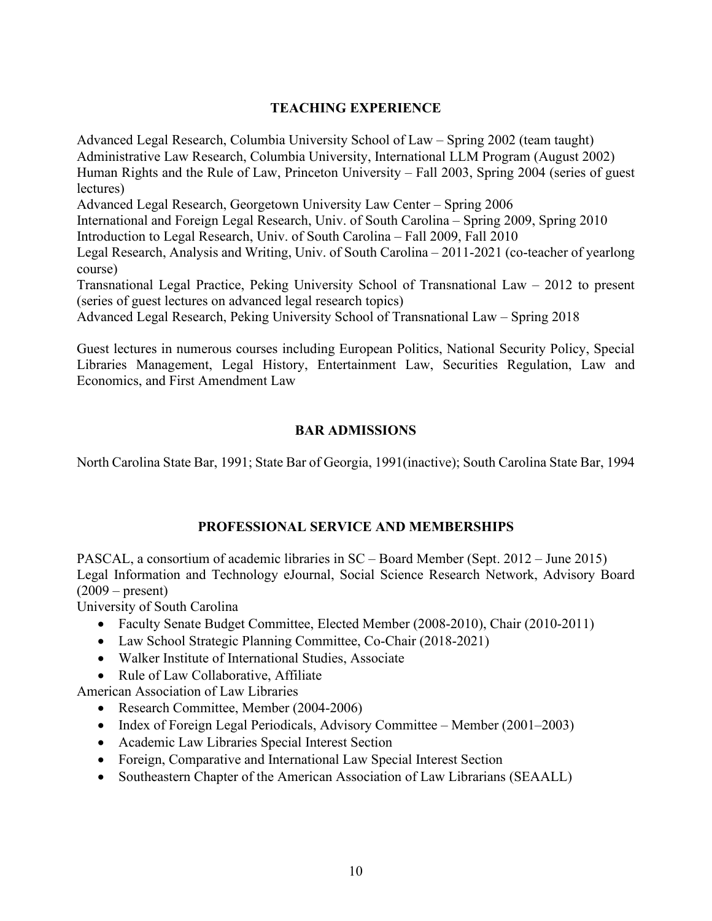## TEACHING EXPERIENCE

Advanced Legal Research, Columbia University School of Law – Spring 2002 (team taught)
Administrative Law Research, Columbia University, International LLM Program (August 2002)
Human Rights and the Rule of Law, Princeton University – Fall 2003, Spring 2004 (series of guest lectures)
Advanced Legal Research, Georgetown University Law Center – Spring 2006
International and Foreign Legal Research, Univ. of South Carolina – Spring 2009, Spring 2010
Introduction to Legal Research, Univ. of South Carolina – Fall 2009, Fall 2010
Legal Research, Analysis and Writing, Univ. of South Carolina – 2011-2021 (co-teacher of yearlong course)
Transnational Legal Practice, Peking University School of Transnational Law – 2012 to present (series of guest lectures on advanced legal research topics)
Advanced Legal Research, Peking University School of Transnational Law – Spring 2018

Guest lectures in numerous courses including European Politics, National Security Policy, Special Libraries Management, Legal History, Entertainment Law, Securities Regulation, Law and Economics, and First Amendment Law

## BAR ADMISSIONS

North Carolina State Bar, 1991; State Bar of Georgia, 1991(inactive); South Carolina State Bar, 1994

## PROFESSIONAL SERVICE AND MEMBERSHIPS

PASCAL, a consortium of academic libraries in SC – Board Member (Sept. 2012 – June 2015)
Legal Information and Technology eJournal, Social Science Research Network, Advisory Board (2009 – present)
University of South Carolina

- Faculty Senate Budget Committee, Elected Member (2008-2010), Chair (2010-2011)
- Law School Strategic Planning Committee, Co-Chair (2018-2021)
- Walker Institute of International Studies, Associate
- Rule of Law Collaborative, Affiliate

American Association of Law Libraries

- Research Committee, Member (2004-2006)
- Index of Foreign Legal Periodicals, Advisory Committee – Member (2001–2003)
- Academic Law Libraries Special Interest Section
- Foreign, Comparative and International Law Special Interest Section
- Southeastern Chapter of the American Association of Law Librarians (SEAALL)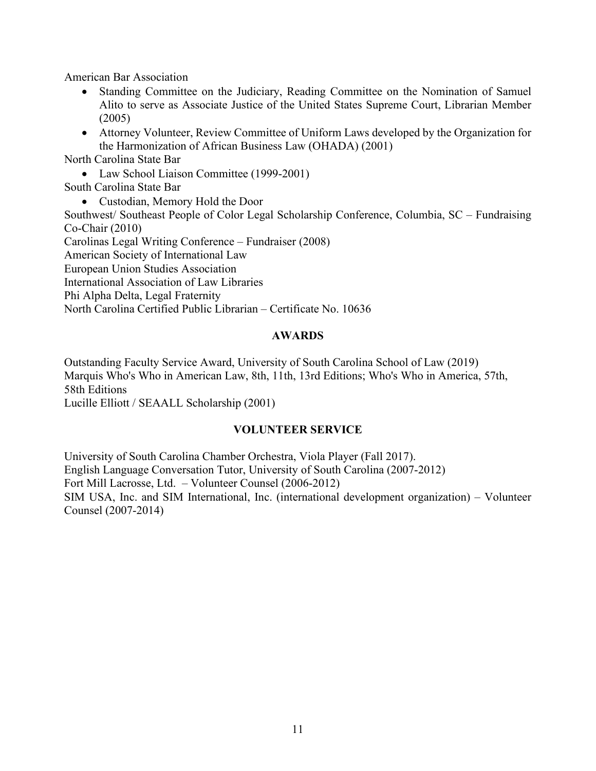American Bar Association

- Standing Committee on the Judiciary, Reading Committee on the Nomination of Samuel Alito to serve as Associate Justice of the United States Supreme Court, Librarian Member (2005)
- Attorney Volunteer, Review Committee of Uniform Laws developed by the Organization for the Harmonization of African Business Law (OHADA) (2001)

North Carolina State Bar

- Law School Liaison Committee (1999-2001)

South Carolina State Bar

- Custodian, Memory Hold the Door

Southwest/ Southeast People of Color Legal Scholarship Conference, Columbia, SC – Fundraising Co-Chair (2010)
Carolinas Legal Writing Conference – Fundraiser (2008)
American Society of International Law
European Union Studies Association
International Association of Law Libraries
Phi Alpha Delta, Legal Fraternity
North Carolina Certified Public Librarian – Certificate No. 10636

## AWARDS

Outstanding Faculty Service Award, University of South Carolina School of Law (2019)
Marquis Who's Who in American Law, 8th, 11th, 13rd Editions; Who's Who in America, 57th, 58th Editions
Lucille Elliott / SEAALL Scholarship (2001)

## VOLUNTEER SERVICE

University of South Carolina Chamber Orchestra, Viola Player (Fall 2017).
English Language Conversation Tutor, University of South Carolina (2007-2012)
Fort Mill Lacrosse, Ltd. – Volunteer Counsel (2006-2012)
SIM USA, Inc. and SIM International, Inc. (international development organization) – Volunteer Counsel (2007-2014)